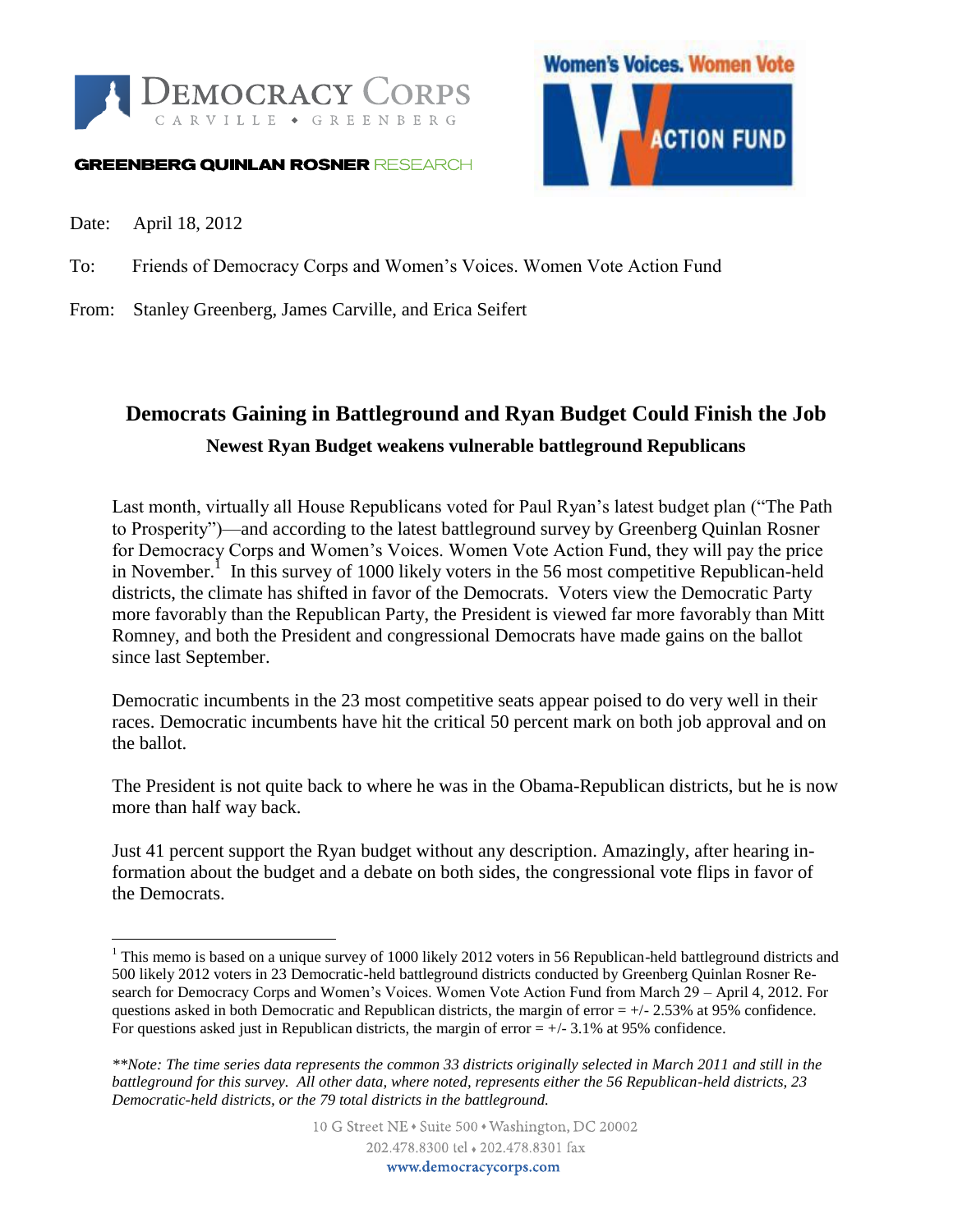DEMOCRACY CORPS
CARVILLE • GREENBERG

GREENBERG QUINLAN ROSNER RESEARCH

Women's Voices. Women Vote ACTION FUND

Date: April 18, 2012

To: Friends of Democracy Corps and Women's Voices. Women Vote Action Fund

From: Stanley Greenberg, James Carville, and Erica Seifert

# Democrats Gaining in Battleground and Ryan Budget Could Finish the Job

### Newest Ryan Budget weakens vulnerable battleground Republicans

Last month, virtually all House Republicans voted for Paul Ryan's latest budget plan ("The Path to Prosperity")—and according to the latest battleground survey by Greenberg Quinlan Rosner for Democracy Corps and Women's Voices. Women Vote Action Fund, they will pay the price in November.[1] In this survey of 1000 likely voters in the 56 most competitive Republican-held districts, the climate has shifted in favor of the Democrats. Voters view the Democratic Party more favorably than the Republican Party, the President is viewed far more favorably than Mitt Romney, and both the President and congressional Democrats have made gains on the ballot since last September.

Democratic incumbents in the 23 most competitive seats appear poised to do very well in their races. Democratic incumbents have hit the critical 50 percent mark on both job approval and on the ballot.

The President is not quite back to where he was in the Obama-Republican districts, but he is now more than half way back.

Just 41 percent support the Ryan budget without any description. Amazingly, after hearing information about the budget and a debate on both sides, the congressional vote flips in favor of the Democrats.

---

[1] This memo is based on a unique survey of 1000 likely 2012 voters in 56 Republican-held battleground districts and 500 likely 2012 voters in 23 Democratic-held battleground districts conducted by Greenberg Quinlan Rosner Research for Democracy Corps and Women's Voices. Women Vote Action Fund from March 29 – April 4, 2012. For questions asked in both Democratic and Republican districts, the margin of error = +/- 2.53% at 95% confidence. For questions asked just in Republican districts, the margin of error = +/- 3.1% at 95% confidence.

*\*\*Note: The time series data represents the common 33 districts originally selected in March 2011 and still in the battleground for this survey. All other data, where noted, represents either the 56 Republican-held districts, 23 Democratic-held districts, or the 79 total districts in the battleground.*

10 G Street NE • Suite 500 • Washington, DC 20002
202.478.8300 tel • 202.478.8301 fax
www.democracycorps.com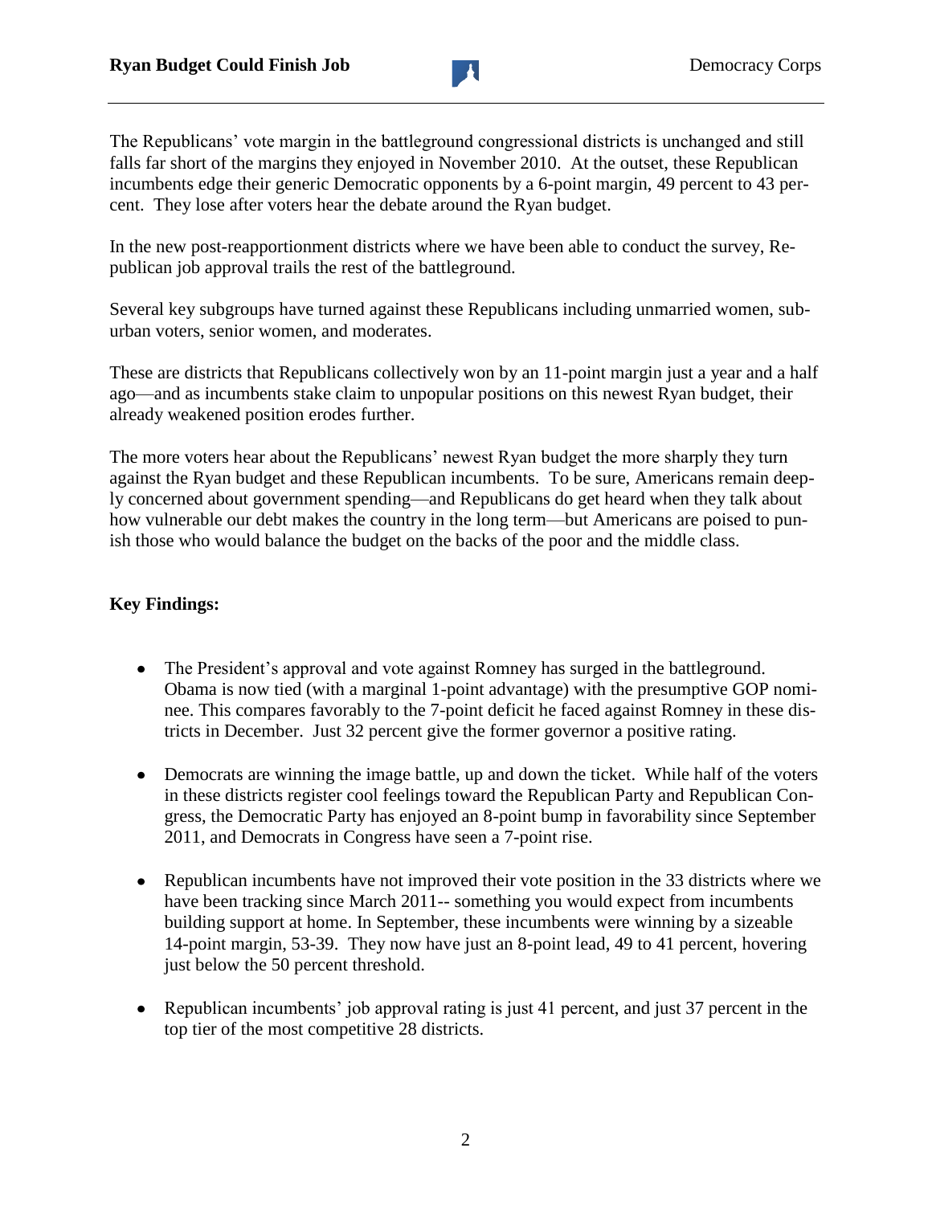The Republicans' vote margin in the battleground congressional districts is unchanged and still falls far short of the margins they enjoyed in November 2010. At the outset, these Republican incumbents edge their generic Democratic opponents by a 6-point margin, 49 percent to 43 percent. They lose after voters hear the debate around the Ryan budget.

In the new post-reapportionment districts where we have been able to conduct the survey, Republican job approval trails the rest of the battleground.

Several key subgroups have turned against these Republicans including unmarried women, suburban voters, senior women, and moderates.

These are districts that Republicans collectively won by an 11-point margin just a year and a half ago—and as incumbents stake claim to unpopular positions on this newest Ryan budget, their already weakened position erodes further.

The more voters hear about the Republicans' newest Ryan budget the more sharply they turn against the Ryan budget and these Republican incumbents. To be sure, Americans remain deeply concerned about government spending—and Republicans do get heard when they talk about how vulnerable our debt makes the country in the long term—but Americans are poised to punish those who would balance the budget on the backs of the poor and the middle class.

**Key Findings:**

- The President's approval and vote against Romney has surged in the battleground. Obama is now tied (with a marginal 1-point advantage) with the presumptive GOP nominee. This compares favorably to the 7-point deficit he faced against Romney in these districts in December. Just 32 percent give the former governor a positive rating.

- Democrats are winning the image battle, up and down the ticket. While half of the voters in these districts register cool feelings toward the Republican Party and Republican Congress, the Democratic Party has enjoyed an 8-point bump in favorability since September 2011, and Democrats in Congress have seen a 7-point rise.

- Republican incumbents have not improved their vote position in the 33 districts where we have been tracking since March 2011-- something you would expect from incumbents building support at home. In September, these incumbents were winning by a sizeable 14-point margin, 53-39. They now have just an 8-point lead, 49 to 41 percent, hovering just below the 50 percent threshold.

- Republican incumbents' job approval rating is just 41 percent, and just 37 percent in the top tier of the most competitive 28 districts.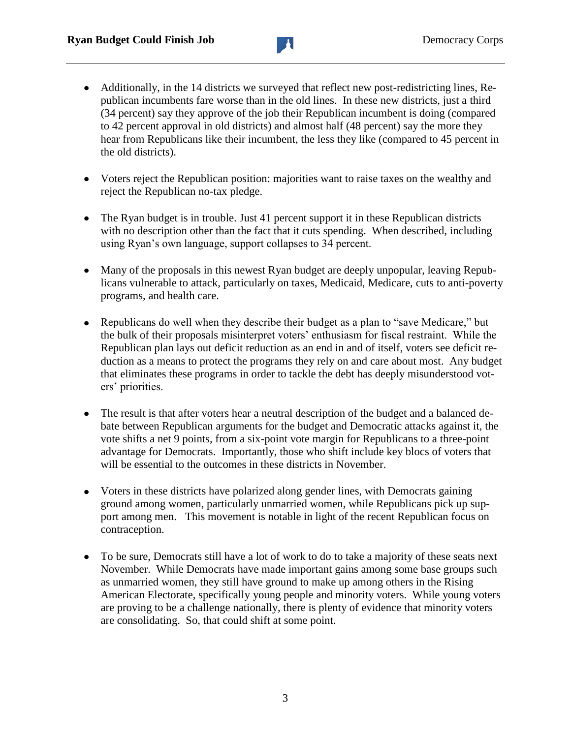- Additionally, in the 14 districts we surveyed that reflect new post-redistricting lines, Republican incumbents fare worse than in the old lines. In these new districts, just a third (34 percent) say they approve of the job their Republican incumbent is doing (compared to 42 percent approval in old districts) and almost half (48 percent) say the more they hear from Republicans like their incumbent, the less they like (compared to 45 percent in the old districts).

- Voters reject the Republican position: majorities want to raise taxes on the wealthy and reject the Republican no-tax pledge.

- The Ryan budget is in trouble. Just 41 percent support it in these Republican districts with no description other than the fact that it cuts spending. When described, including using Ryan's own language, support collapses to 34 percent.

- Many of the proposals in this newest Ryan budget are deeply unpopular, leaving Republicans vulnerable to attack, particularly on taxes, Medicaid, Medicare, cuts to anti-poverty programs, and health care.

- Republicans do well when they describe their budget as a plan to "save Medicare," but the bulk of their proposals misinterpret voters' enthusiasm for fiscal restraint. While the Republican plan lays out deficit reduction as an end in and of itself, voters see deficit reduction as a means to protect the programs they rely on and care about most. Any budget that eliminates these programs in order to tackle the debt has deeply misunderstood voters' priorities.

- The result is that after voters hear a neutral description of the budget and a balanced debate between Republican arguments for the budget and Democratic attacks against it, the vote shifts a net 9 points, from a six-point vote margin for Republicans to a three-point advantage for Democrats. Importantly, those who shift include key blocs of voters that will be essential to the outcomes in these districts in November.

- Voters in these districts have polarized along gender lines, with Democrats gaining ground among women, particularly unmarried women, while Republicans pick up support among men. This movement is notable in light of the recent Republican focus on contraception.

- To be sure, Democrats still have a lot of work to do to take a majority of these seats next November. While Democrats have made important gains among some base groups such as unmarried women, they still have ground to make up among others in the Rising American Electorate, specifically young people and minority voters. While young voters are proving to be a challenge nationally, there is plenty of evidence that minority voters are consolidating. So, that could shift at some point.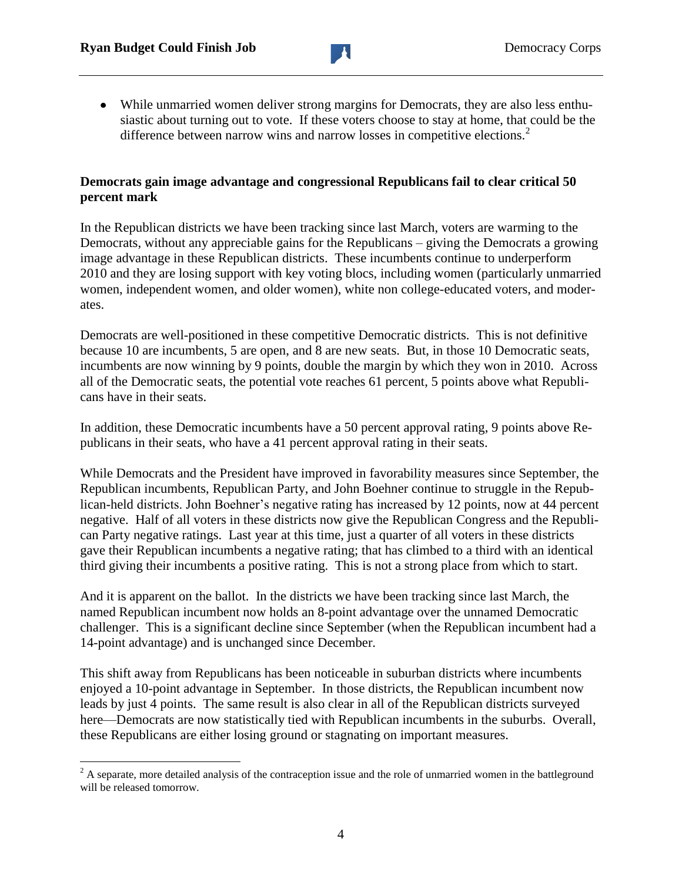- While unmarried women deliver strong margins for Democrats, they are also less enthusiastic about turning out to vote. If these voters choose to stay at home, that could be the difference between narrow wins and narrow losses in competitive elections.[2]

**Democrats gain image advantage and congressional Republicans fail to clear critical 50 percent mark**

In the Republican districts we have been tracking since last March, voters are warming to the Democrats, without any appreciable gains for the Republicans – giving the Democrats a growing image advantage in these Republican districts. These incumbents continue to underperform 2010 and they are losing support with key voting blocs, including women (particularly unmarried women, independent women, and older women), white non college-educated voters, and moderates.

Democrats are well-positioned in these competitive Democratic districts. This is not definitive because 10 are incumbents, 5 are open, and 8 are new seats. But, in those 10 Democratic seats, incumbents are now winning by 9 points, double the margin by which they won in 2010. Across all of the Democratic seats, the potential vote reaches 61 percent, 5 points above what Republicans have in their seats.

In addition, these Democratic incumbents have a 50 percent approval rating, 9 points above Republicans in their seats, who have a 41 percent approval rating in their seats.

While Democrats and the President have improved in favorability measures since September, the Republican incumbents, Republican Party, and John Boehner continue to struggle in the Republican-held districts. John Boehner's negative rating has increased by 12 points, now at 44 percent negative. Half of all voters in these districts now give the Republican Congress and the Republican Party negative ratings. Last year at this time, just a quarter of all voters in these districts gave their Republican incumbents a negative rating; that has climbed to a third with an identical third giving their incumbents a positive rating. This is not a strong place from which to start.

And it is apparent on the ballot. In the districts we have been tracking since last March, the named Republican incumbent now holds an 8-point advantage over the unnamed Democratic challenger. This is a significant decline since September (when the Republican incumbent had a 14-point advantage) and is unchanged since December.

This shift away from Republicans has been noticeable in suburban districts where incumbents enjoyed a 10-point advantage in September. In those districts, the Republican incumbent now leads by just 4 points. The same result is also clear in all of the Republican districts surveyed here—Democrats are now statistically tied with Republican incumbents in the suburbs. Overall, these Republicans are either losing ground or stagnating on important measures.

[2] A separate, more detailed analysis of the contraception issue and the role of unmarried women in the battleground will be released tomorrow.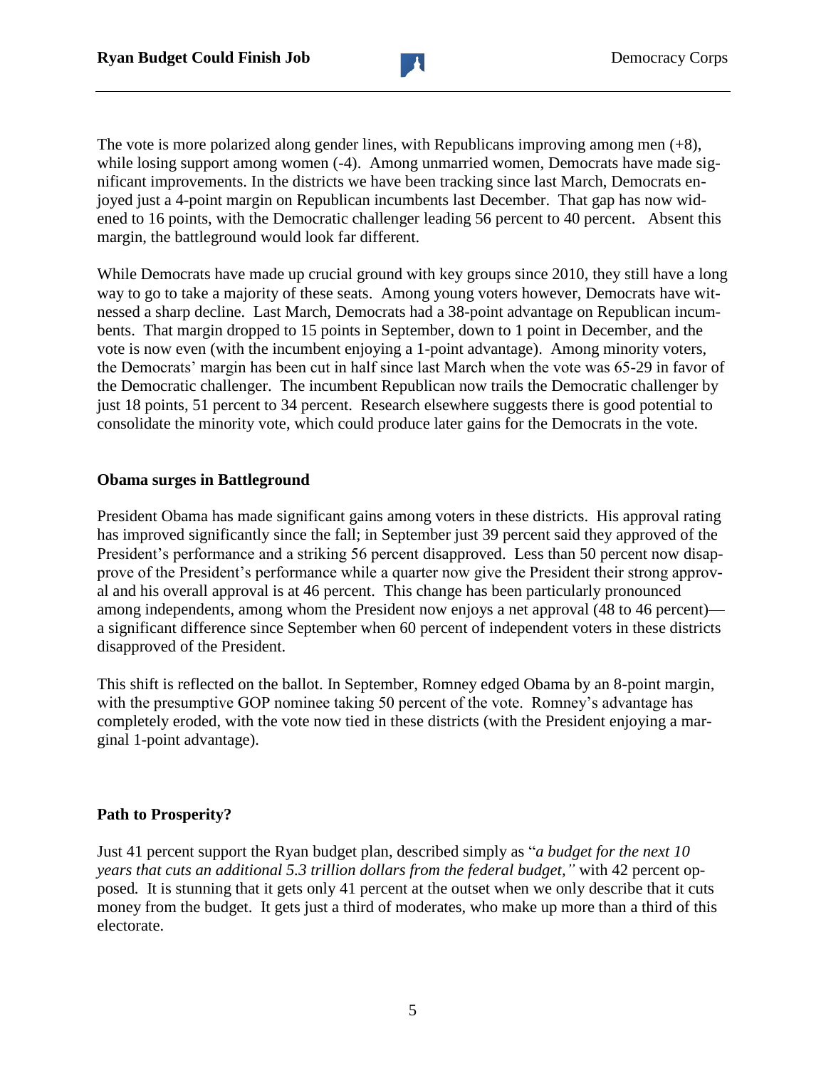The vote is more polarized along gender lines, with Republicans improving among men (+8), while losing support among women (-4). Among unmarried women, Democrats have made significant improvements. In the districts we have been tracking since last March, Democrats enjoyed just a 4-point margin on Republican incumbents last December. That gap has now widened to 16 points, with the Democratic challenger leading 56 percent to 40 percent. Absent this margin, the battleground would look far different.

While Democrats have made up crucial ground with key groups since 2010, they still have a long way to go to take a majority of these seats. Among young voters however, Democrats have witnessed a sharp decline. Last March, Democrats had a 38-point advantage on Republican incumbents. That margin dropped to 15 points in September, down to 1 point in December, and the vote is now even (with the incumbent enjoying a 1-point advantage). Among minority voters, the Democrats' margin has been cut in half since last March when the vote was 65-29 in favor of the Democratic challenger. The incumbent Republican now trails the Democratic challenger by just 18 points, 51 percent to 34 percent. Research elsewhere suggests there is good potential to consolidate the minority vote, which could produce later gains for the Democrats in the vote.

## Obama surges in Battleground

President Obama has made significant gains among voters in these districts. His approval rating has improved significantly since the fall; in September just 39 percent said they approved of the President's performance and a striking 56 percent disapproved. Less than 50 percent now disapprove of the President's performance while a quarter now give the President their strong approval and his overall approval is at 46 percent. This change has been particularly pronounced among independents, among whom the President now enjoys a net approval (48 to 46 percent)—a significant difference since September when 60 percent of independent voters in these districts disapproved of the President.

This shift is reflected on the ballot. In September, Romney edged Obama by an 8-point margin, with the presumptive GOP nominee taking 50 percent of the vote. Romney's advantage has completely eroded, with the vote now tied in these districts (with the President enjoying a marginal 1-point advantage).

## Path to Prosperity?

Just 41 percent support the Ryan budget plan, described simply as "*a budget for the next 10 years that cuts an additional 5.3 trillion dollars from the federal budget,"* with 42 percent opposed. It is stunning that it gets only 41 percent at the outset when we only describe that it cuts money from the budget. It gets just a third of moderates, who make up more than a third of this electorate.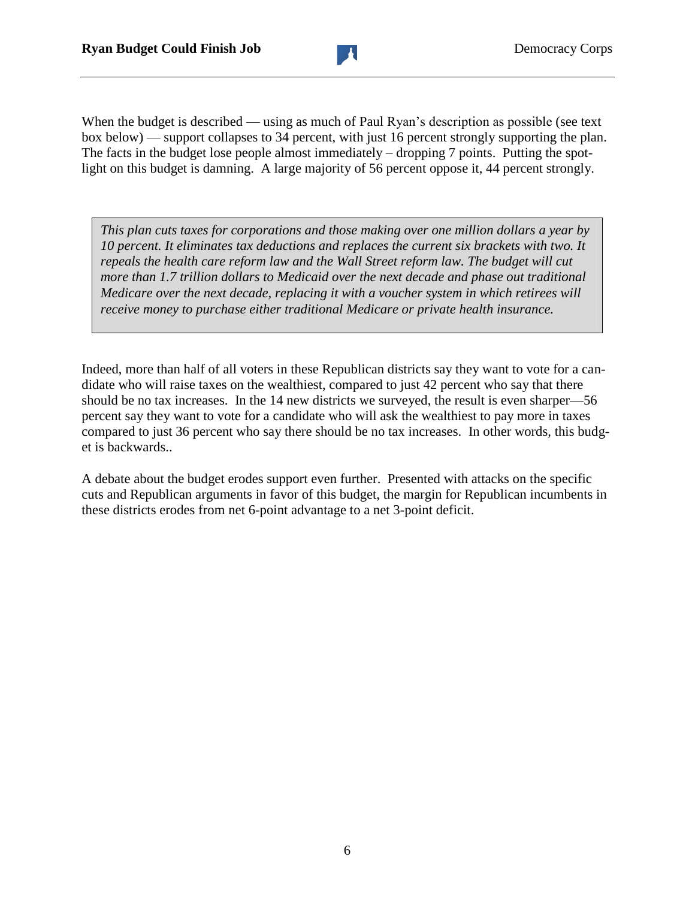When the budget is described — using as much of Paul Ryan's description as possible (see text box below) — support collapses to 34 percent, with just 16 percent strongly supporting the plan. The facts in the budget lose people almost immediately – dropping 7 points. Putting the spotlight on this budget is damning. A large majority of 56 percent oppose it, 44 percent strongly.

> *This plan cuts taxes for corporations and those making over one million dollars a year by 10 percent. It eliminates tax deductions and replaces the current six brackets with two. It repeals the health care reform law and the Wall Street reform law. The budget will cut more than 1.7 trillion dollars to Medicaid over the next decade and phase out traditional Medicare over the next decade, replacing it with a voucher system in which retirees will receive money to purchase either traditional Medicare or private health insurance.*

Indeed, more than half of all voters in these Republican districts say they want to vote for a candidate who will raise taxes on the wealthiest, compared to just 42 percent who say that there should be no tax increases. In the 14 new districts we surveyed, the result is even sharper—56 percent say they want to vote for a candidate who will ask the wealthiest to pay more in taxes compared to just 36 percent who say there should be no tax increases. In other words, this budget is backwards..

A debate about the budget erodes support even further. Presented with attacks on the specific cuts and Republican arguments in favor of this budget, the margin for Republican incumbents in these districts erodes from net 6-point advantage to a net 3-point deficit.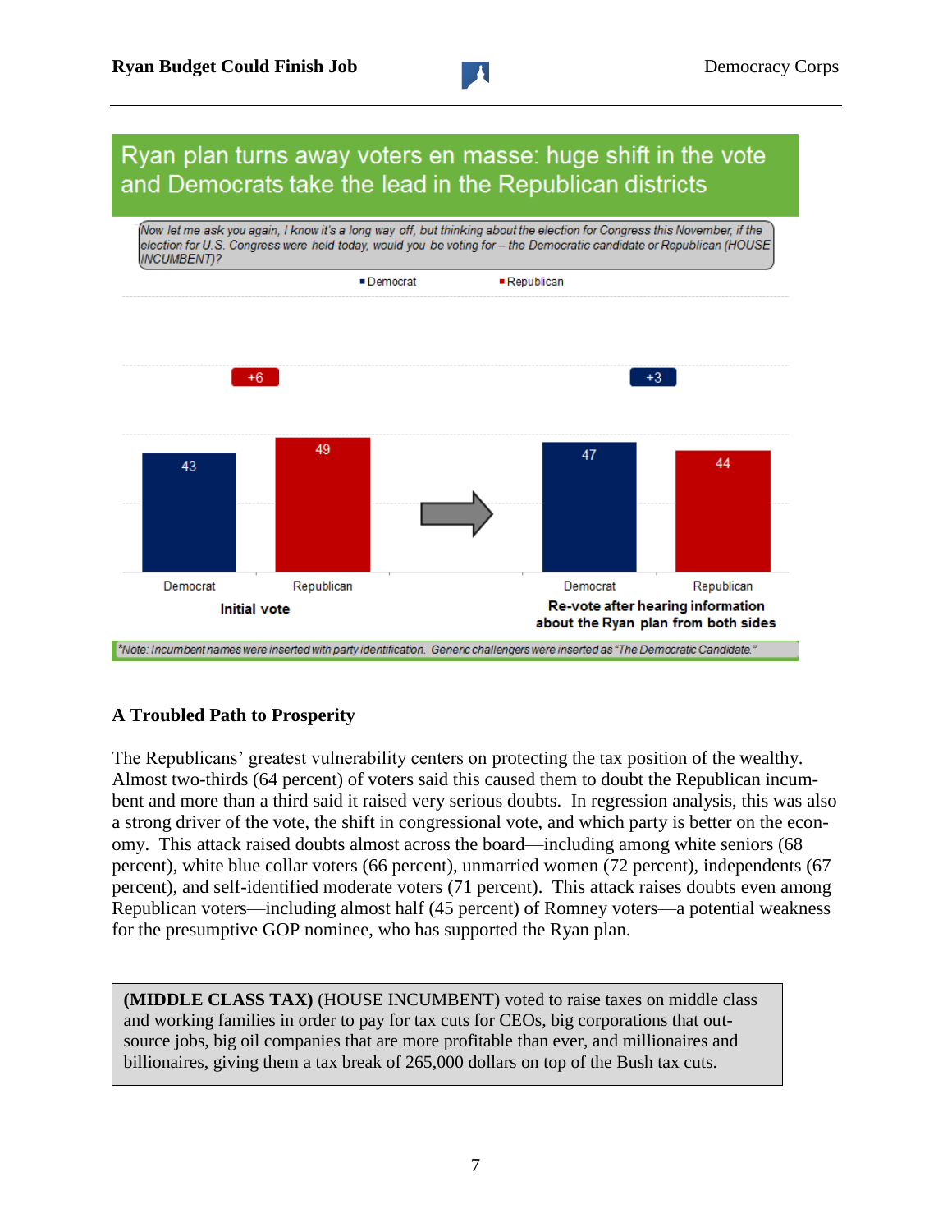## Ryan plan turns away voters en masse: huge shift in the vote and Democrats take the lead in the Republican districts

*Now let me ask you again, I know it's a long way off, but thinking about the election for Congress this November, if the election for U.S. Congress were held today, would you be voting for – the Democratic candidate or Republican (HOUSE INCUMBENT)?*

| | Democrat | Republican | Margin |
|---|---|---|---|
| Initial vote | 43 | 49 | +6 (Republican) |
| Re-vote after hearing information about the Ryan plan from both sides | 47 | 44 | +3 (Democrat) |

*\*Note: Incumbent names were inserted with party identification. Generic challengers were inserted as "The Democratic Candidate."*

### A Troubled Path to Prosperity

The Republicans' greatest vulnerability centers on protecting the tax position of the wealthy. Almost two-thirds (64 percent) of voters said this caused them to doubt the Republican incumbent and more than a third said it raised very serious doubts. In regression analysis, this was also a strong driver of the vote, the shift in congressional vote, and which party is better on the economy. This attack raised doubts almost across the board—including among white seniors (68 percent), white blue collar voters (66 percent), unmarried women (72 percent), independents (67 percent), and self-identified moderate voters (71 percent). This attack raises doubts even among Republican voters—including almost half (45 percent) of Romney voters—a potential weakness for the presumptive GOP nominee, who has supported the Ryan plan.

> **(MIDDLE CLASS TAX)** (HOUSE INCUMBENT) voted to raise taxes on middle class and working families in order to pay for tax cuts for CEOs, big corporations that outsource jobs, big oil companies that are more profitable than ever, and millionaires and billionaires, giving them a tax break of 265,000 dollars on top of the Bush tax cuts.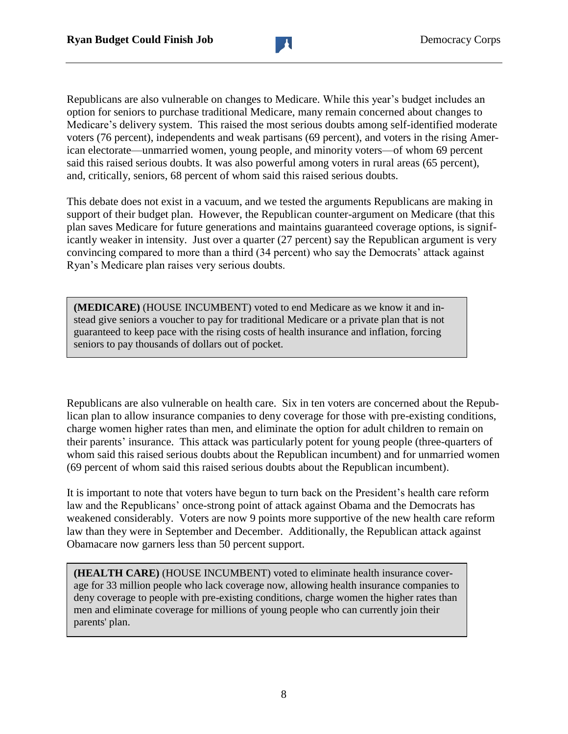Republicans are also vulnerable on changes to Medicare. While this year's budget includes an option for seniors to purchase traditional Medicare, many remain concerned about changes to Medicare's delivery system. This raised the most serious doubts among self-identified moderate voters (76 percent), independents and weak partisans (69 percent), and voters in the rising American electorate—unmarried women, young people, and minority voters—of whom 69 percent said this raised serious doubts. It was also powerful among voters in rural areas (65 percent), and, critically, seniors, 68 percent of whom said this raised serious doubts.

This debate does not exist in a vacuum, and we tested the arguments Republicans are making in support of their budget plan. However, the Republican counter-argument on Medicare (that this plan saves Medicare for future generations and maintains guaranteed coverage options, is significantly weaker in intensity. Just over a quarter (27 percent) say the Republican argument is very convincing compared to more than a third (34 percent) who say the Democrats' attack against Ryan's Medicare plan raises very serious doubts.

> **(MEDICARE)** (HOUSE INCUMBENT) voted to end Medicare as we know it and instead give seniors a voucher to pay for traditional Medicare or a private plan that is not guaranteed to keep pace with the rising costs of health insurance and inflation, forcing seniors to pay thousands of dollars out of pocket.

Republicans are also vulnerable on health care. Six in ten voters are concerned about the Republican plan to allow insurance companies to deny coverage for those with pre-existing conditions, charge women higher rates than men, and eliminate the option for adult children to remain on their parents' insurance. This attack was particularly potent for young people (three-quarters of whom said this raised serious doubts about the Republican incumbent) and for unmarried women (69 percent of whom said this raised serious doubts about the Republican incumbent).

It is important to note that voters have begun to turn back on the President's health care reform law and the Republicans' once-strong point of attack against Obama and the Democrats has weakened considerably. Voters are now 9 points more supportive of the new health care reform law than they were in September and December. Additionally, the Republican attack against Obamacare now garners less than 50 percent support.

> **(HEALTH CARE)** (HOUSE INCUMBENT) voted to eliminate health insurance coverage for 33 million people who lack coverage now, allowing health insurance companies to deny coverage to people with pre-existing conditions, charge women the higher rates than men and eliminate coverage for millions of young people who can currently join their parents' plan.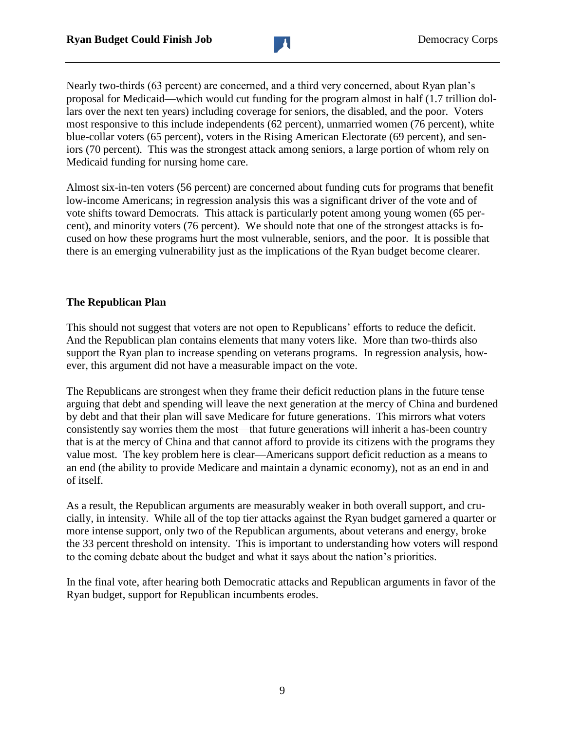Nearly two-thirds (63 percent) are concerned, and a third very concerned, about Ryan plan's proposal for Medicaid—which would cut funding for the program almost in half (1.7 trillion dollars over the next ten years) including coverage for seniors, the disabled, and the poor. Voters most responsive to this include independents (62 percent), unmarried women (76 percent), white blue-collar voters (65 percent), voters in the Rising American Electorate (69 percent), and seniors (70 percent). This was the strongest attack among seniors, a large portion of whom rely on Medicaid funding for nursing home care.

Almost six-in-ten voters (56 percent) are concerned about funding cuts for programs that benefit low-income Americans; in regression analysis this was a significant driver of the vote and of vote shifts toward Democrats. This attack is particularly potent among young women (65 percent), and minority voters (76 percent). We should note that one of the strongest attacks is focused on how these programs hurt the most vulnerable, seniors, and the poor. It is possible that there is an emerging vulnerability just as the implications of the Ryan budget become clearer.

**The Republican Plan**

This should not suggest that voters are not open to Republicans' efforts to reduce the deficit. And the Republican plan contains elements that many voters like. More than two-thirds also support the Ryan plan to increase spending on veterans programs. In regression analysis, however, this argument did not have a measurable impact on the vote.

The Republicans are strongest when they frame their deficit reduction plans in the future tense—arguing that debt and spending will leave the next generation at the mercy of China and burdened by debt and that their plan will save Medicare for future generations. This mirrors what voters consistently say worries them the most—that future generations will inherit a has-been country that is at the mercy of China and that cannot afford to provide its citizens with the programs they value most. The key problem here is clear—Americans support deficit reduction as a means to an end (the ability to provide Medicare and maintain a dynamic economy), not as an end in and of itself.

As a result, the Republican arguments are measurably weaker in both overall support, and crucially, in intensity. While all of the top tier attacks against the Ryan budget garnered a quarter or more intense support, only two of the Republican arguments, about veterans and energy, broke the 33 percent threshold on intensity. This is important to understanding how voters will respond to the coming debate about the budget and what it says about the nation's priorities.

In the final vote, after hearing both Democratic attacks and Republican arguments in favor of the Ryan budget, support for Republican incumbents erodes.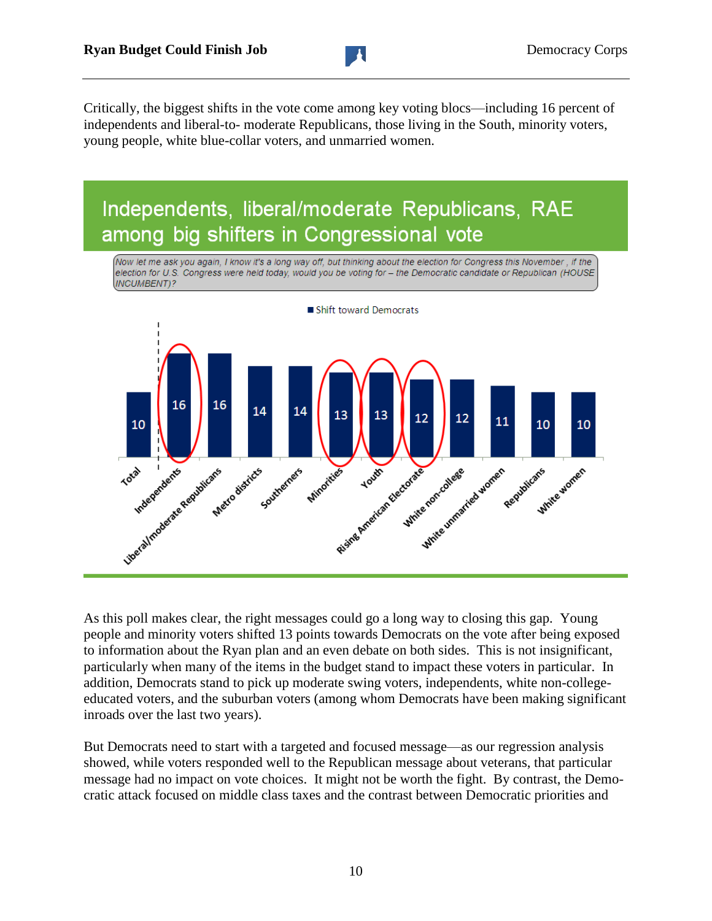Critically, the biggest shifts in the vote come among key voting blocs—including 16 percent of independents and liberal-to- moderate Republicans, those living in the South, minority voters, young people, white blue-collar voters, and unmarried women.

## Independents, liberal/moderate Republicans, RAE among big shifters in Congressional vote

*Now let me ask you again, I know it's a long way off, but thinking about the election for Congress this November , if the election for U.S. Congress were held today, would you be voting for – the Democratic candidate or Republican (HOUSE INCUMBENT)?*

Shift toward Democrats

| Group | Shift toward Democrats |
|---|---|
| Total | 10 |
| Independents | 16 |
| Liberal/moderate Republicans | 16 |
| Metro districts | 14 |
| Southerners | 14 |
| Minorities | 13 |
| Youth | 13 |
| Rising American Electorate | 12 |
| White non-college | 12 |
| White unmarried women | 11 |
| Republicans | 10 |
| White women | 10 |

As this poll makes clear, the right messages could go a long way to closing this gap. Young people and minority voters shifted 13 points towards Democrats on the vote after being exposed to information about the Ryan plan and an even debate on both sides. This is not insignificant, particularly when many of the items in the budget stand to impact these voters in particular. In addition, Democrats stand to pick up moderate swing voters, independents, white non-college-educated voters, and the suburban voters (among whom Democrats have been making significant inroads over the last two years).

But Democrats need to start with a targeted and focused message—as our regression analysis showed, while voters responded well to the Republican message about veterans, that particular message had no impact on vote choices. It might not be worth the fight. By contrast, the Democratic attack focused on middle class taxes and the contrast between Democratic priorities and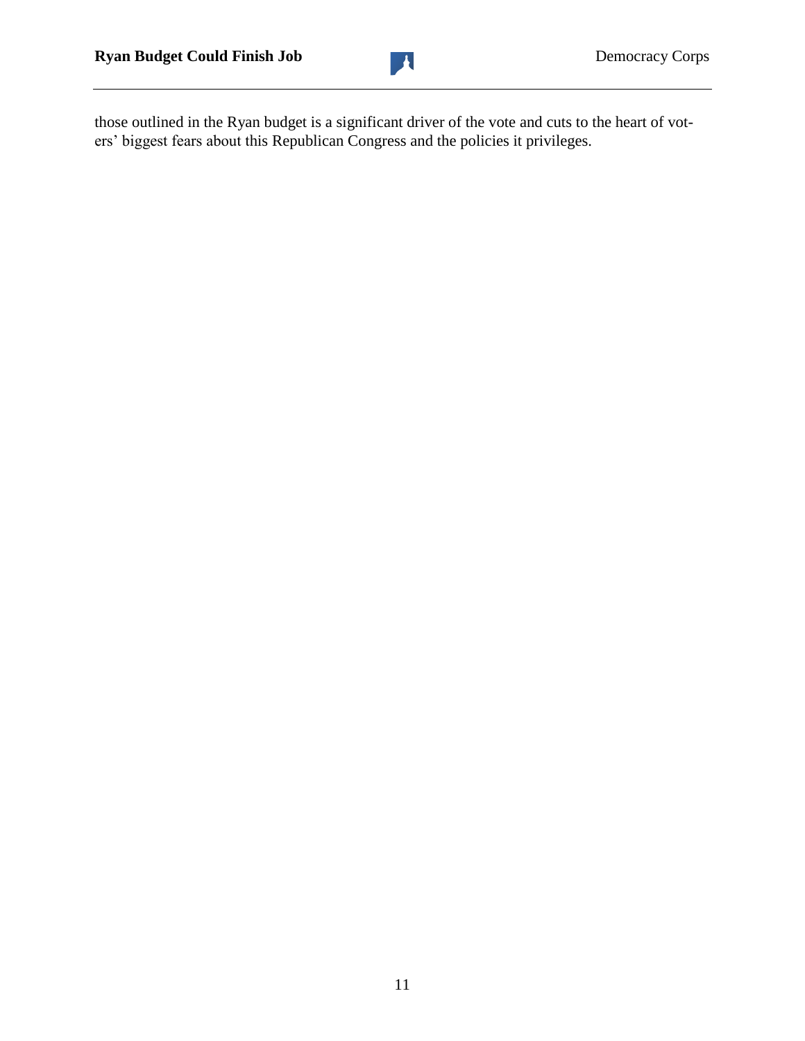those outlined in the Ryan budget is a significant driver of the vote and cuts to the heart of voters' biggest fears about this Republican Congress and the policies it privileges.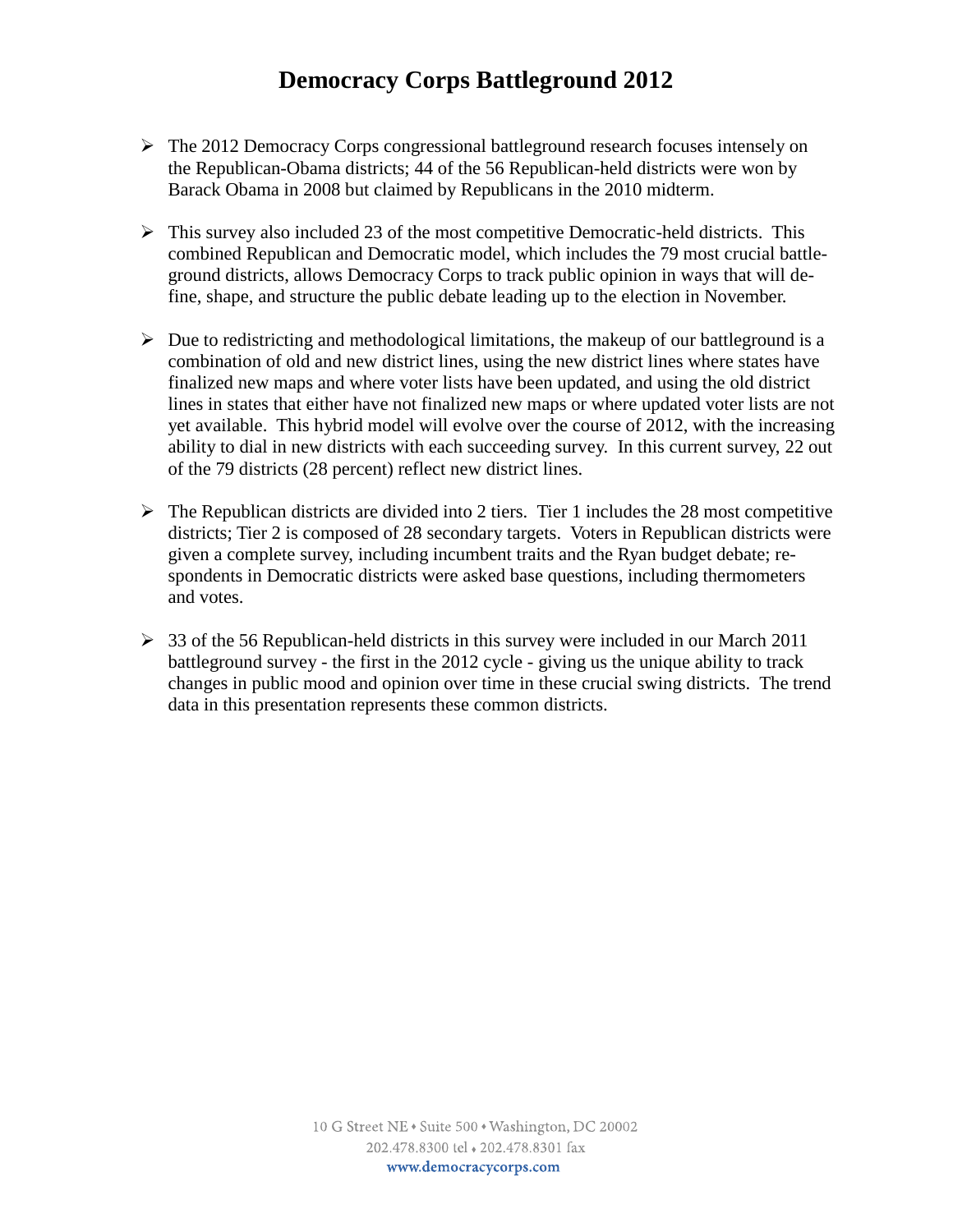# Democracy Corps Battleground 2012

- The 2012 Democracy Corps congressional battleground research focuses intensely on the Republican-Obama districts; 44 of the 56 Republican-held districts were won by Barack Obama in 2008 but claimed by Republicans in the 2010 midterm.

- This survey also included 23 of the most competitive Democratic-held districts. This combined Republican and Democratic model, which includes the 79 most crucial battleground districts, allows Democracy Corps to track public opinion in ways that will define, shape, and structure the public debate leading up to the election in November.

- Due to redistricting and methodological limitations, the makeup of our battleground is a combination of old and new district lines, using the new district lines where states have finalized new maps and where voter lists have been updated, and using the old district lines in states that either have not finalized new maps or where updated voter lists are not yet available. This hybrid model will evolve over the course of 2012, with the increasing ability to dial in new districts with each succeeding survey. In this current survey, 22 out of the 79 districts (28 percent) reflect new district lines.

- The Republican districts are divided into 2 tiers. Tier 1 includes the 28 most competitive districts; Tier 2 is composed of 28 secondary targets. Voters in Republican districts were given a complete survey, including incumbent traits and the Ryan budget debate; respondents in Democratic districts were asked base questions, including thermometers and votes.

- 33 of the 56 Republican-held districts in this survey were included in our March 2011 battleground survey - the first in the 2012 cycle - giving us the unique ability to track changes in public mood and opinion over time in these crucial swing districts. The trend data in this presentation represents these common districts.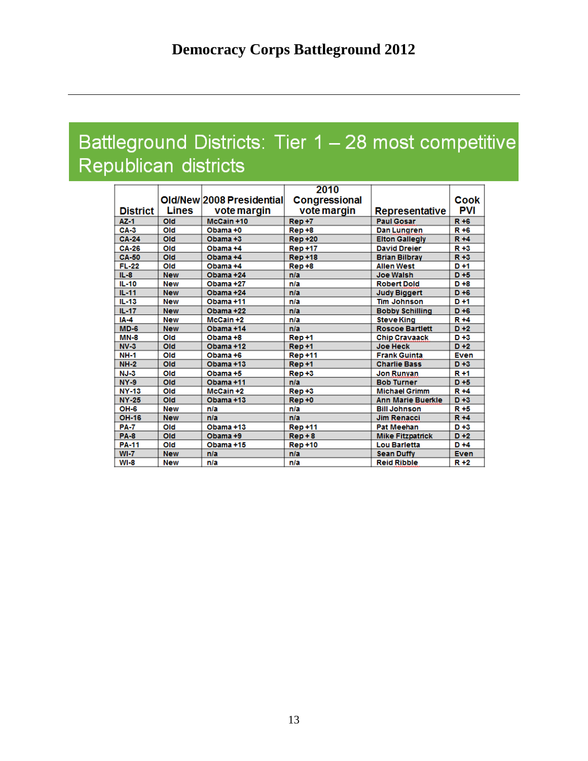# Democracy Corps Battleground 2012

## Battleground Districts: Tier 1 – 28 most competitive Republican districts

| District | Old/New Lines | 2008 Presidential vote margin | 2010 Congressional vote margin | Representative | Cook PVI |
|---|---|---|---|---|---|
| AZ-1 | Old | McCain +10 | Rep +7 | Paul Gosar | R +6 |
| CA-3 | Old | Obama +0 | Rep +8 | Dan Lungren | R +6 |
| CA-24 | Old | Obama +3 | Rep +20 | Elton Gallegly | R +4 |
| CA-26 | Old | Obama +4 | Rep +17 | David Dreier | R +3 |
| CA-50 | Old | Obama +4 | Rep +18 | Brian Bilbray | R +3 |
| FL-22 | Old | Obama +4 | Rep +8 | Allen West | D +1 |
| IL-8 | New | Obama +24 | n/a | Joe Walsh | D +5 |
| IL-10 | New | Obama +27 | n/a | Robert Dold | D +8 |
| IL-11 | New | Obama +24 | n/a | Judy Biggert | D +6 |
| IL-13 | New | Obama +11 | n/a | Tim Johnson | D +1 |
| IL-17 | New | Obama +22 | n/a | Bobby Schilling | D +6 |
| IA-4 | New | McCain +2 | n/a | Steve King | R +4 |
| MD-6 | New | Obama +14 | n/a | Roscoe Bartlett | D +2 |
| MN-8 | Old | Obama +8 | Rep +1 | Chip Cravaack | D +3 |
| NV-3 | Old | Obama +12 | Rep +1 | Joe Heck | D +2 |
| NH-1 | Old | Obama +6 | Rep +11 | Frank Guinta | Even |
| NH-2 | Old | Obama +13 | Rep +1 | Charlie Bass | D +3 |
| NJ-3 | Old | Obama +5 | Rep +3 | Jon Runyan | R +1 |
| NY-9 | Old | Obama +11 | n/a | Bob Turner | D +5 |
| NY-13 | Old | McCain +2 | Rep +3 | Michael Grimm | R +4 |
| NY-25 | Old | Obama +13 | Rep +0 | Ann Marie Buerkle | D +3 |
| OH-6 | New | n/a | n/a | Bill Johnson | R +5 |
| OH-16 | New | n/a | n/a | Jim Renacci | R +4 |
| PA-7 | Old | Obama +13 | Rep +11 | Pat Meehan | D +3 |
| PA-8 | Old | Obama +9 | Rep + 8 | Mike Fitzpatrick | D +2 |
| PA-11 | Old | Obama +15 | Rep +10 | Lou Barletta | D +4 |
| WI-7 | New | n/a | n/a | Sean Duffy | Even |
| WI-8 | New | n/a | n/a | Reid Ribble | R +2 |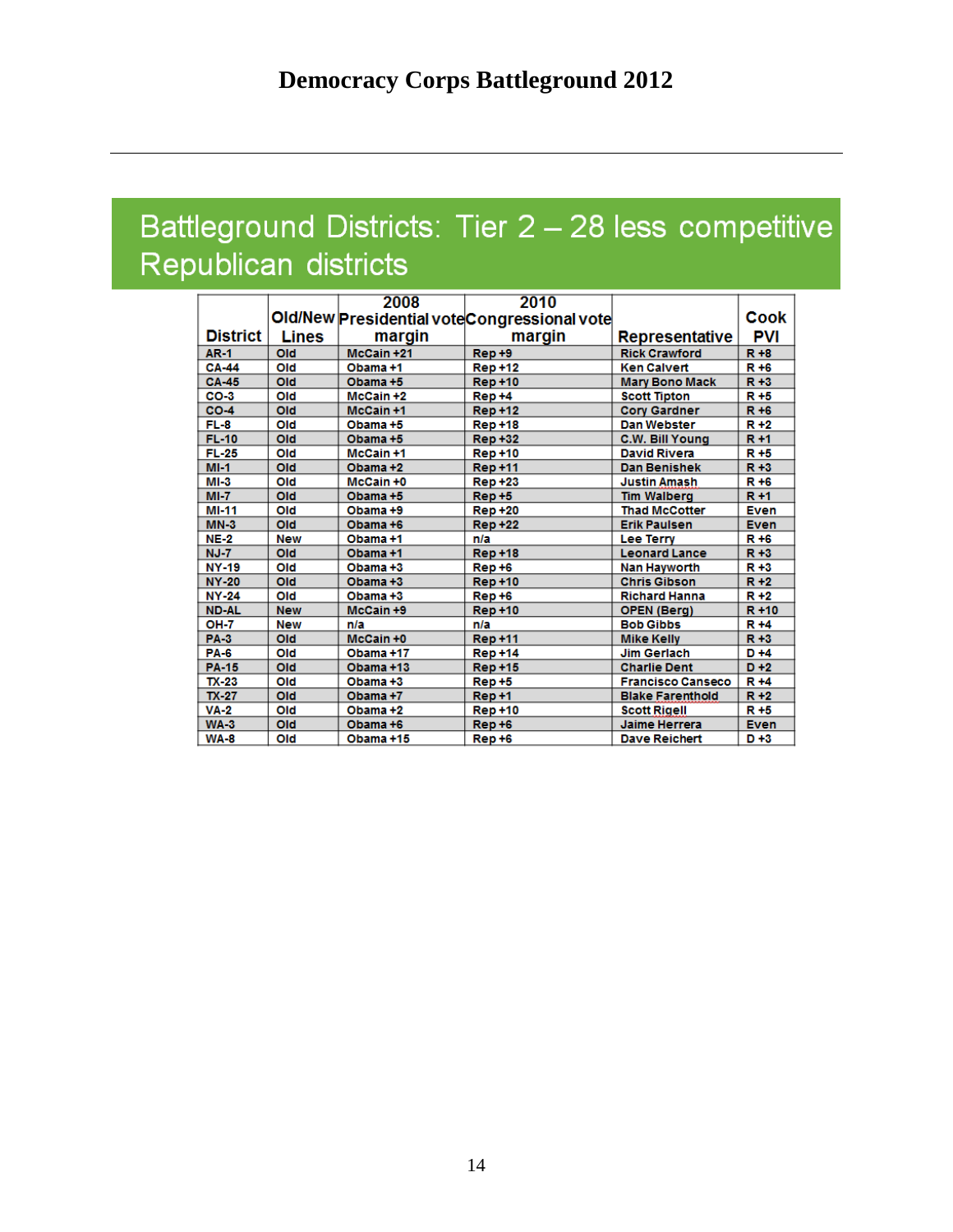# Democracy Corps Battleground 2012

## Battleground Districts: Tier 2 – 28 less competitive Republican districts

| District | Old/New Lines | 2008 Presidential vote margin | 2010 Congressional vote margin | Representative | Cook PVI |
|---|---|---|---|---|---|
| AR-1 | Old | McCain +21 | Rep +9 | Rick Crawford | R +8 |
| CA-44 | Old | Obama +1 | Rep +12 | Ken Calvert | R +6 |
| CA-45 | Old | Obama +5 | Rep +10 | Mary Bono Mack | R +3 |
| CO-3 | Old | McCain +2 | Rep +4 | Scott Tipton | R +5 |
| CO-4 | Old | McCain +1 | Rep +12 | Cory Gardner | R +6 |
| FL-8 | Old | Obama +5 | Rep +18 | Dan Webster | R +2 |
| FL-10 | Old | Obama +5 | Rep +32 | C.W. Bill Young | R +1 |
| FL-25 | Old | McCain +1 | Rep +10 | David Rivera | R +5 |
| MI-1 | Old | Obama +2 | Rep +11 | Dan Benishek | R +3 |
| MI-3 | Old | McCain +0 | Rep +23 | Justin Amash | R +6 |
| MI-7 | Old | Obama +5 | Rep +5 | Tim Walberg | R +1 |
| MI-11 | Old | Obama +9 | Rep +20 | Thad McCotter | Even |
| MN-3 | Old | Obama +6 | Rep +22 | Erik Paulsen | Even |
| NE-2 | New | Obama +1 | n/a | Lee Terry | R +6 |
| NJ-7 | Old | Obama +1 | Rep +18 | Leonard Lance | R +3 |
| NY-19 | Old | Obama +3 | Rep +6 | Nan Hayworth | R +3 |
| NY-20 | Old | Obama +3 | Rep +10 | Chris Gibson | R +2 |
| NY-24 | Old | Obama +3 | Rep +6 | Richard Hanna | R +2 |
| ND-AL | New | McCain +9 | Rep +10 | OPEN (Berg) | R +10 |
| OH-7 | New | n/a | n/a | Bob Gibbs | R +4 |
| PA-3 | Old | McCain +0 | Rep +11 | Mike Kelly | R +3 |
| PA-6 | Old | Obama +17 | Rep +14 | Jim Gerlach | D +4 |
| PA-15 | Old | Obama +13 | Rep +15 | Charlie Dent | D +2 |
| TX-23 | Old | Obama +3 | Rep +5 | Francisco Canseco | R +4 |
| TX-27 | Old | Obama +7 | Rep +1 | Blake Farenthold | R +2 |
| VA-2 | Old | Obama +2 | Rep +10 | Scott Rigell | R +5 |
| WA-3 | Old | Obama +6 | Rep +6 | Jaime Herrera | Even |
| WA-8 | Old | Obama +15 | Rep +6 | Dave Reichert | D +3 |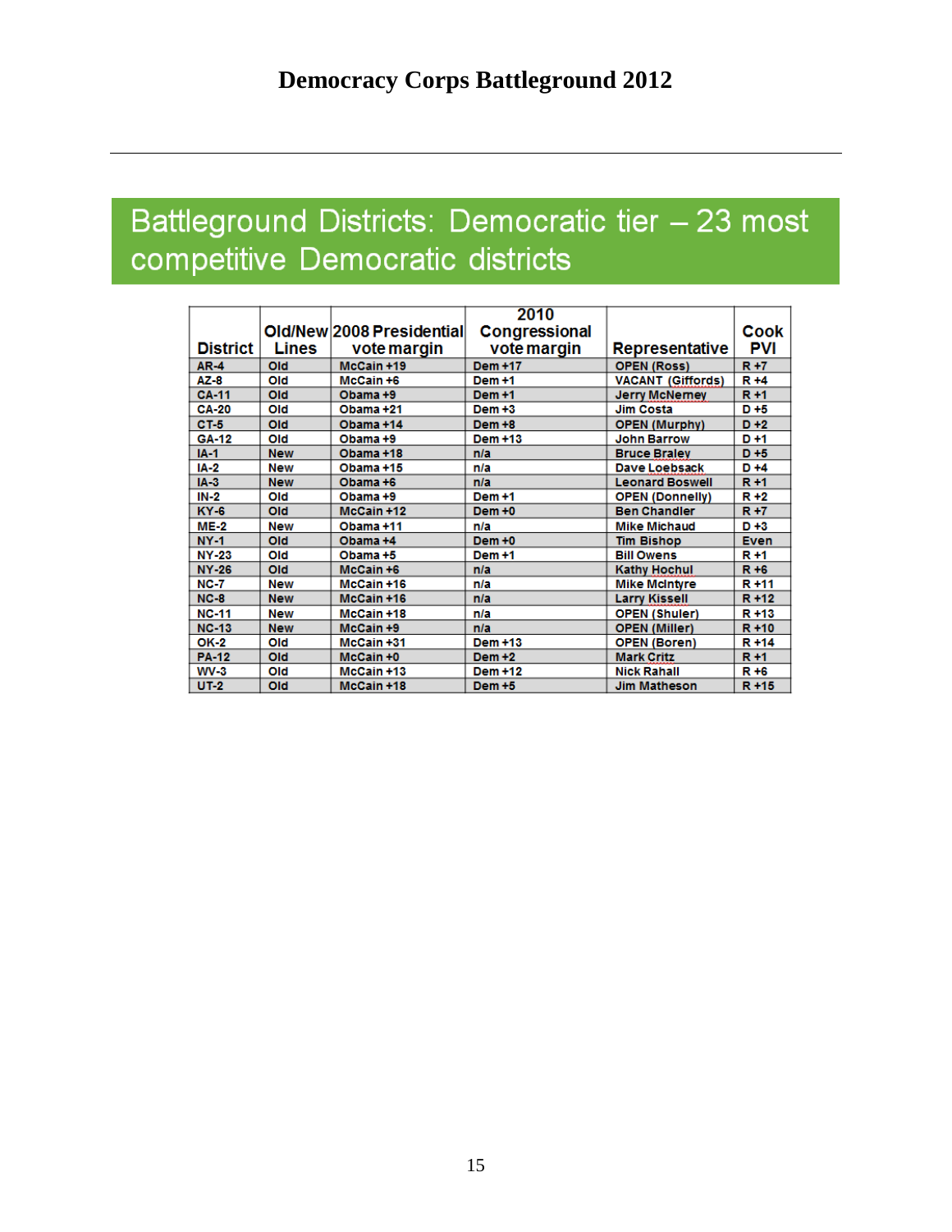# Democracy Corps Battleground 2012

## Battleground Districts: Democratic tier – 23 most competitive Democratic districts

| District | Old/New Lines | 2008 Presidential vote margin | 2010 Congressional vote margin | Representative | Cook PVI |
|---|---|---|---|---|---|
| AR-4 | Old | McCain +19 | Dem +17 | OPEN (Ross) | R +7 |
| AZ-8 | Old | McCain +6 | Dem +1 | VACANT (Giffords) | R +4 |
| CA-11 | Old | Obama +9 | Dem +1 | Jerry McNerney | R +1 |
| CA-20 | Old | Obama +21 | Dem +3 | Jim Costa | D +5 |
| CT-5 | Old | Obama +14 | Dem +8 | OPEN (Murphy) | D +2 |
| GA-12 | Old | Obama +9 | Dem +13 | John Barrow | D +1 |
| IA-1 | New | Obama +18 | n/a | Bruce Braley | D +5 |
| IA-2 | New | Obama +15 | n/a | Dave Loebsack | D +4 |
| IA-3 | New | Obama +6 | n/a | Leonard Boswell | R +1 |
| IN-2 | Old | Obama +9 | Dem +1 | OPEN (Donnelly) | R +2 |
| KY-6 | Old | McCain +12 | Dem +0 | Ben Chandler | R +7 |
| ME-2 | New | Obama +11 | n/a | Mike Michaud | D +3 |
| NY-1 | Old | Obama +4 | Dem +0 | Tim Bishop | Even |
| NY-23 | Old | Obama +5 | Dem +1 | Bill Owens | R +1 |
| NY-26 | Old | McCain +6 | n/a | Kathy Hochul | R +6 |
| NC-7 | New | McCain +16 | n/a | Mike McIntyre | R +11 |
| NC-8 | New | McCain +16 | n/a | Larry Kissell | R +12 |
| NC-11 | New | McCain +18 | n/a | OPEN (Shuler) | R +13 |
| NC-13 | New | McCain +9 | n/a | OPEN (Miller) | R +10 |
| OK-2 | Old | McCain +31 | Dem +13 | OPEN (Boren) | R +14 |
| PA-12 | Old | McCain +0 | Dem +2 | Mark Critz | R +1 |
| WV-3 | Old | McCain +13 | Dem +12 | Nick Rahall | R +6 |
| UT-2 | Old | McCain +18 | Dem +5 | Jim Matheson | R +15 |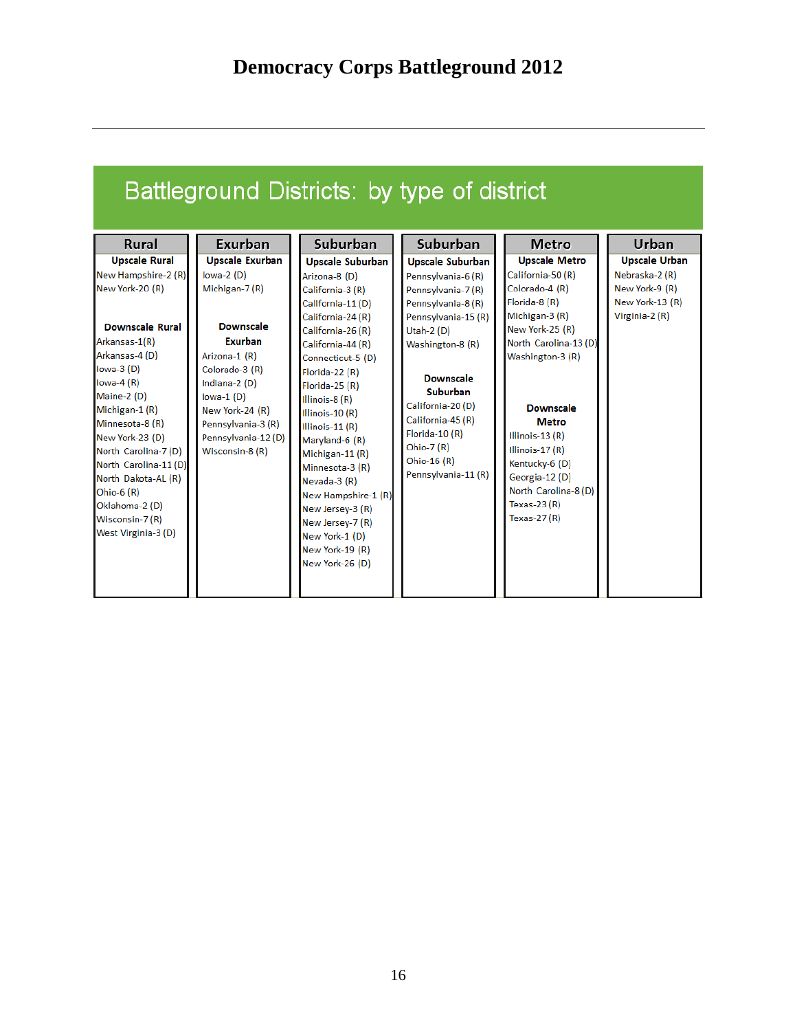# Democracy Corps Battleground 2012

## Battleground Districts: by type of district

| Rural | Exurban | Suburban | Suburban | Metro | Urban |
|---|---|---|---|---|---|
| **Upscale Rural** | **Upscale Exurban** | **Upscale Suburban** | **Upscale Suburban** | **Upscale Metro** | **Upscale Urban** |
| New Hampshire-2 (R) | Iowa-2 (D) | Arizona-8 (D) | Pennsylvania-6 (R) | California-50 (R) | Nebraska-2 (R) |
| New York-20 (R) | Michigan-7 (R) | California-3 (R) | Pennsylvania-7 (R) | Colorado-4 (R) | New York-9 (R) |
| | | California-11 (D) | Pennsylvania-8 (R) | Florida-8 (R) | New York-13 (R) |
| | | California-24 (R) | Pennsylvania-15 (R) | Michigan-3 (R) | Virginia-2 (R) |
| **Downscale Rural** | **Downscale Exurban** | California-26 (R) | Utah-2 (D) | New York-25 (R) | |
| Arkansas-1(R) | Arizona-1 (R) | California-44 (R) | Washington-8 (R) | North Carolina-13 (D) | |
| Arkansas-4 (D) | Colorado-3 (R) | Connecticut-5 (D) | | Washington-3 (R) | |
| Iowa-3 (D) | Indiana-2 (D) | Florida-22 (R) | **Downscale Suburban** | | |
| Iowa-4 (R) | Iowa-1 (D) | Florida-25 (R) | California-20 (D) | | |
| Maine-2 (D) | New York-24 (R) | Illinois-8 (R) | California-45 (R) | **Downscale Metro** | |
| Michigan-1 (R) | Pennsylvania-3 (R) | Illinois-10 (R) | Florida-10 (R) | Illinois-13 (R) | |
| Minnesota-8 (R) | Pennsylvania-12 (D) | Illinois-11 (R) | Ohio-7 (R) | Illinois-17 (R) | |
| New York-23 (D) | Wisconsin-8 (R) | Maryland-6 (R) | Ohio-16 (R) | Kentucky-6 (D) | |
| North Carolina-7 (D) | | Michigan-11 (R) | Pennsylvania-11 (R) | Georgia-12 (D) | |
| North Carolina-11 (D) | | Minnesota-3 (R) | | North Carolina-8 (D) | |
| North Dakota-AL (R) | | Nevada-3 (R) | | Texas-23 (R) | |
| Ohio-6 (R) | | New Hampshire-1 (R) | | Texas-27 (R) | |
| Oklahoma-2 (D) | | New Jersey-3 (R) | | | |
| Wisconsin-7 (R) | | New Jersey-7 (R) | | | |
| West Virginia-3 (D) | | New York-1 (D) | | | |
| | | New York-19 (R) | | | |
| | | New York-26 (D) | | | |